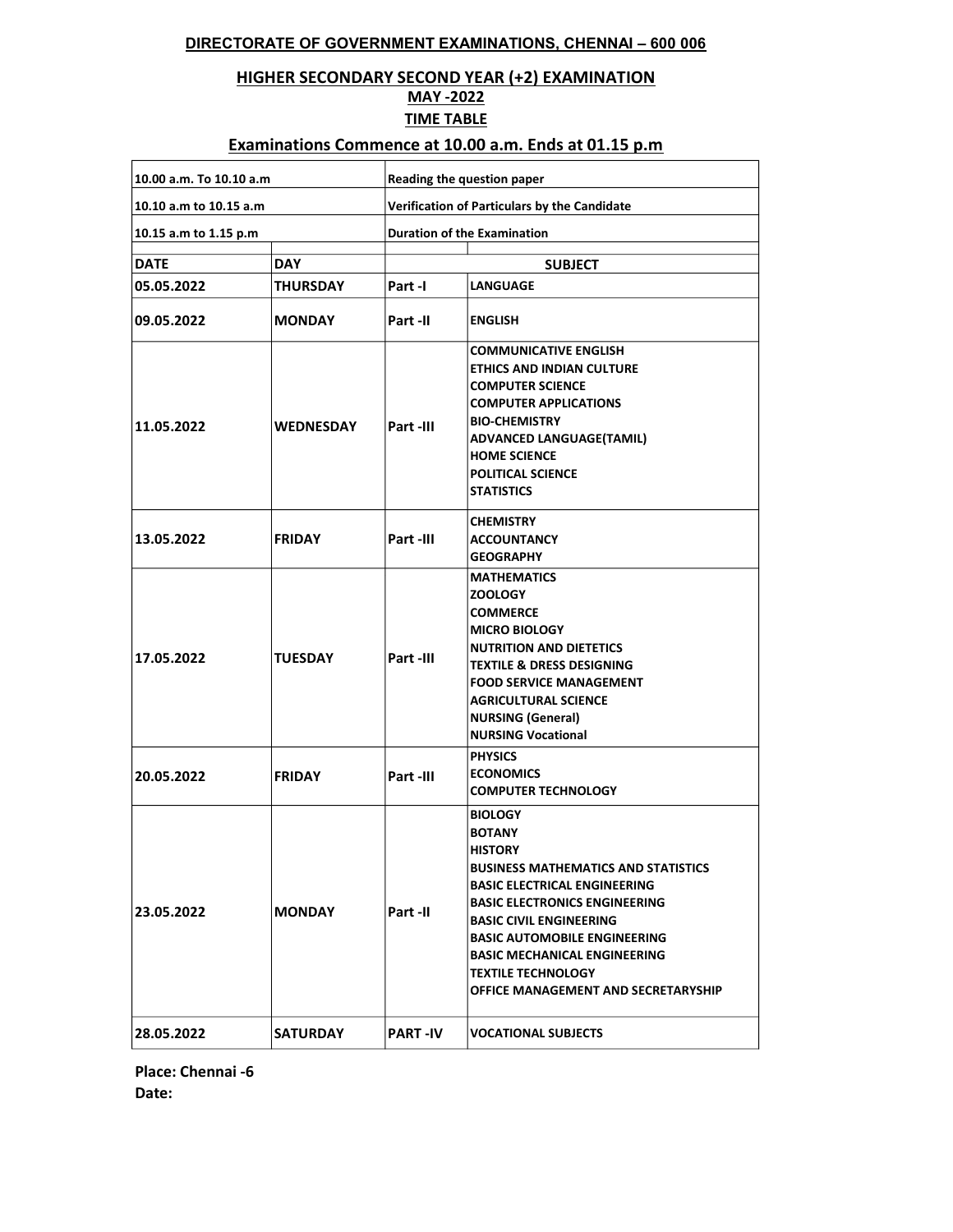**DIRECTORATE OF GOVERNMENT EXAMINATIONS, CHENNAI – 600 006**

## HIGHER SECONDARY SECOND YEAR (+2) EXAMINATION

## MAY -2022

## TIME TABLE

## Examinations Commence at 10.00 a.m. Ends at 01.15 p.m

| | |
|---|---|
| 10.00 a.m. To 10.10 a.m | Reading the question paper |
| 10.10 a.m to 10.15 a.m | Verification of Particulars by the Candidate |
| 10.15 a.m to 1.15 p.m | Duration of the Examination |

| DATE | DAY | SUBJECT | |
|---|---|---|---|
| 05.05.2022 | THURSDAY | Part -I | LANGUAGE |
| 09.05.2022 | MONDAY | Part -II | ENGLISH |
| 11.05.2022 | WEDNESDAY | Part -III | COMMUNICATIVE ENGLISH<br>ETHICS AND INDIAN CULTURE<br>COMPUTER SCIENCE<br>COMPUTER APPLICATIONS<br>BIO-CHEMISTRY<br>ADVANCED LANGUAGE(TAMIL)<br>HOME SCIENCE<br>POLITICAL SCIENCE<br>STATISTICS |
| 13.05.2022 | FRIDAY | Part -III | CHEMISTRY<br>ACCOUNTANCY<br>GEOGRAPHY |
| 17.05.2022 | TUESDAY | Part -III | MATHEMATICS<br>ZOOLOGY<br>COMMERCE<br>MICRO BIOLOGY<br>NUTRITION AND DIETETICS<br>TEXTILE & DRESS DESIGNING<br>FOOD SERVICE MANAGEMENT<br>AGRICULTURAL SCIENCE<br>NURSING (General)<br>NURSING Vocational |
| 20.05.2022 | FRIDAY | Part -III | PHYSICS<br>ECONOMICS<br>COMPUTER TECHNOLOGY |
| 23.05.2022 | MONDAY | Part -II | BIOLOGY<br>BOTANY<br>HISTORY<br>BUSINESS MATHEMATICS AND STATISTICS<br>BASIC ELECTRICAL ENGINEERING<br>BASIC ELECTRONICS ENGINEERING<br>BASIC CIVIL ENGINEERING<br>BASIC AUTOMOBILE ENGINEERING<br>BASIC MECHANICAL ENGINEERING<br>TEXTILE TECHNOLOGY<br>OFFICE MANAGEMENT AND SECRETARYSHIP |
| 28.05.2022 | SATURDAY | PART -IV | VOCATIONAL SUBJECTS |

**Place: Chennai -6**
**Date:**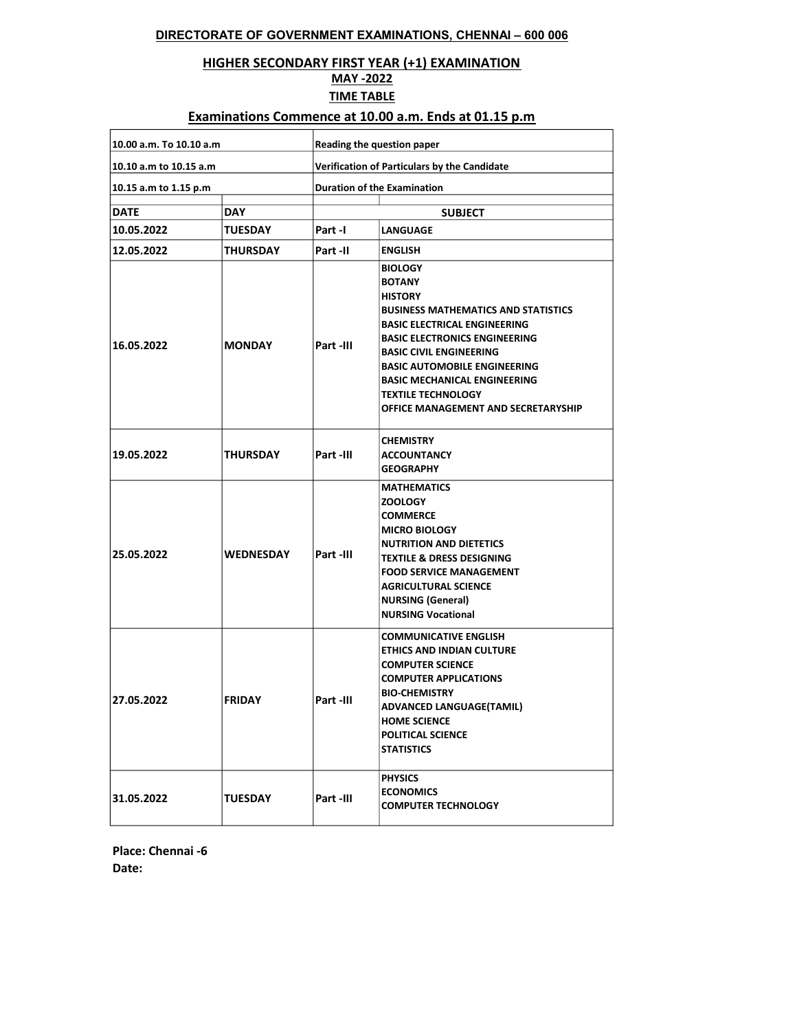**DIRECTORATE OF GOVERNMENT EXAMINATIONS, CHENNAI – 600 006**

**HIGHER SECONDARY FIRST YEAR (+1) EXAMINATION**

**MAY -2022**

**TIME TABLE**

**Examinations Commence at 10.00 a.m. Ends at 01.15 p.m**

| 10.00 a.m. To 10.10 a.m | | Reading the question paper | |
|---|---|---|---|
| 10.10 a.m to 10.15 a.m | | Verification of Particulars by the Candidate | |
| 10.15 a.m to 1.15 p.m | | Duration of the Examination | |
| **DATE** | **DAY** | **SUBJECT** | |
| 10.05.2022 | TUESDAY | Part -I | LANGUAGE |
| 12.05.2022 | THURSDAY | Part -II | ENGLISH |
| 16.05.2022 | MONDAY | Part -III | BIOLOGY<br>BOTANY<br>HISTORY<br>BUSINESS MATHEMATICS AND STATISTICS<br>BASIC ELECTRICAL ENGINEERING<br>BASIC ELECTRONICS ENGINEERING<br>BASIC CIVIL ENGINEERING<br>BASIC AUTOMOBILE ENGINEERING<br>BASIC MECHANICAL ENGINEERING<br>TEXTILE TECHNOLOGY<br>OFFICE MANAGEMENT AND SECRETARYSHIP |
| 19.05.2022 | THURSDAY | Part -III | CHEMISTRY<br>ACCOUNTANCY<br>GEOGRAPHY |
| 25.05.2022 | WEDNESDAY | Part -III | MATHEMATICS<br>ZOOLOGY<br>COMMERCE<br>MICRO BIOLOGY<br>NUTRITION AND DIETETICS<br>TEXTILE & DRESS DESIGNING<br>FOOD SERVICE MANAGEMENT<br>AGRICULTURAL SCIENCE<br>NURSING (General)<br>NURSING Vocational |
| 27.05.2022 | FRIDAY | Part -III | COMMUNICATIVE ENGLISH<br>ETHICS AND INDIAN CULTURE<br>COMPUTER SCIENCE<br>COMPUTER APPLICATIONS<br>BIO-CHEMISTRY<br>ADVANCED LANGUAGE(TAMIL)<br>HOME SCIENCE<br>POLITICAL SCIENCE<br>STATISTICS |
| 31.05.2022 | TUESDAY | Part -III | PHYSICS<br>ECONOMICS<br>COMPUTER TECHNOLOGY |

**Place: Chennai -6**

**Date:**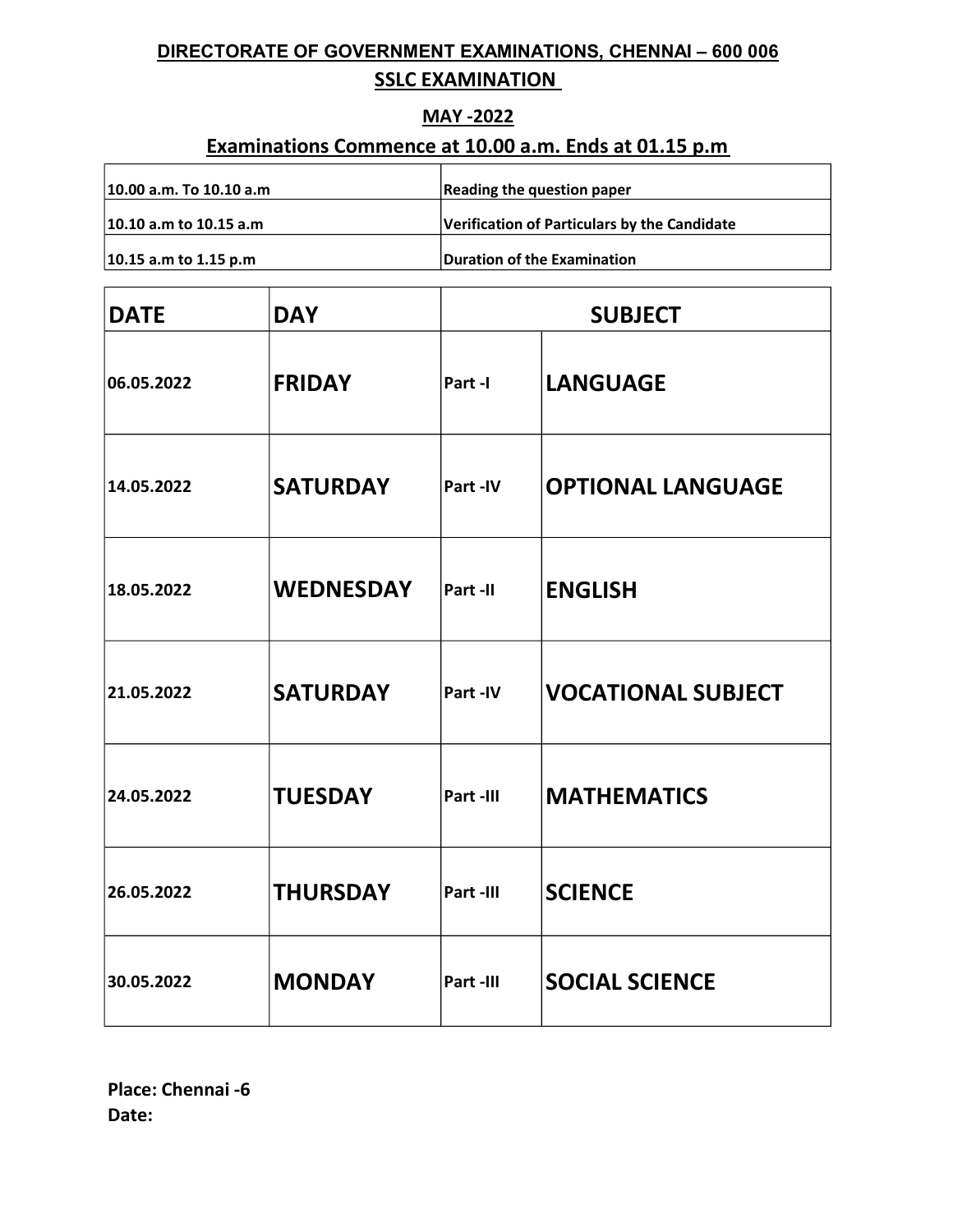**DIRECTORATE OF GOVERNMENT EXAMINATIONS, CHENNAI – 600 006**

**SSLC EXAMINATION**

**MAY -2022**

**Examinations Commence at 10.00 a.m. Ends at 01.15 p.m**

| | |
|---|---|
| 10.00 a.m. To 10.10 a.m | Reading the question paper |
| 10.10 a.m to 10.15 a.m | Verification of Particulars by the Candidate |
| 10.15 a.m to 1.15 p.m | Duration of the Examination |

| DATE | DAY | SUBJECT | |
|---|---|---|---|
| 06.05.2022 | FRIDAY | Part -I | LANGUAGE |
| 14.05.2022 | SATURDAY | Part -IV | OPTIONAL LANGUAGE |
| 18.05.2022 | WEDNESDAY | Part -II | ENGLISH |
| 21.05.2022 | SATURDAY | Part -IV | VOCATIONAL SUBJECT |
| 24.05.2022 | TUESDAY | Part -III | MATHEMATICS |
| 26.05.2022 | THURSDAY | Part -III | SCIENCE |
| 30.05.2022 | MONDAY | Part -III | SOCIAL SCIENCE |

**Place: Chennai -6**
**Date:**